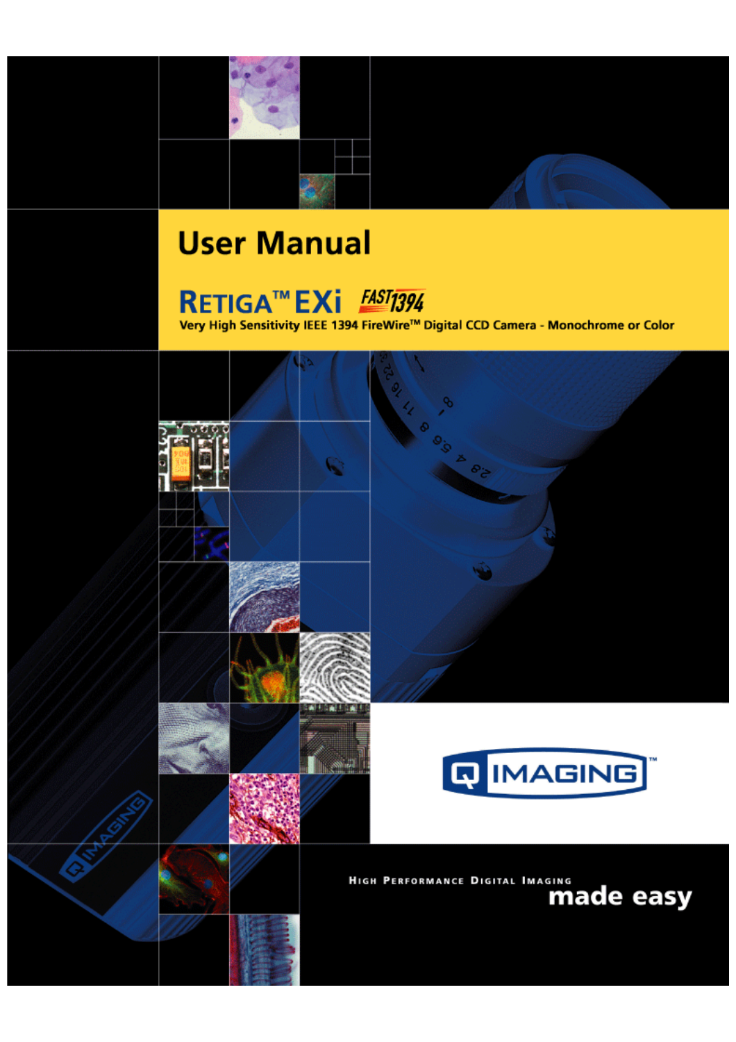# User Manual

## RETIGA™ EXi FAST1394

**Very High Sensitivity IEEE 1394 FireWire™ Digital CCD Camera - Monochrome or Color**

Q IMAGING™

HIGH PERFORMANCE DIGITAL IMAGING **made easy**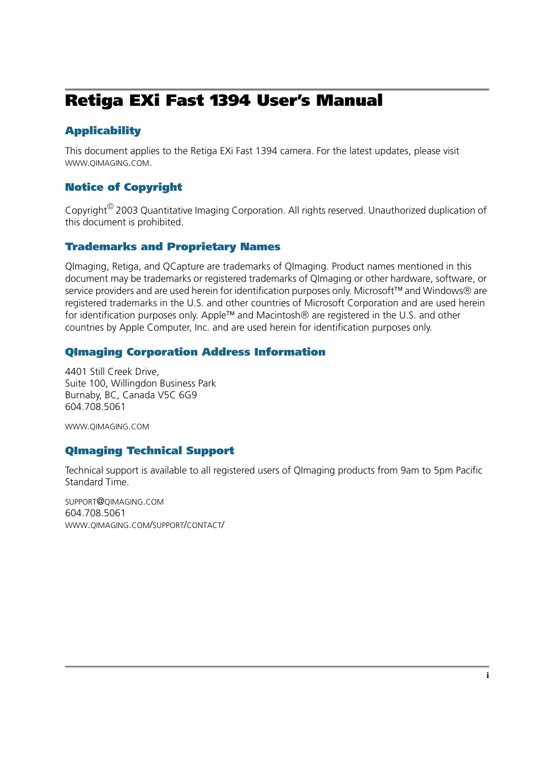# Retiga EXi Fast 1394 User's Manual

## Applicability

This document applies to the Retiga EXi Fast 1394 camera. For the latest updates, please visit WWW.QIMAGING.COM.

## Notice of Copyright

Copyright© 2003 Quantitative Imaging Corporation. All rights reserved. Unauthorized duplication of this document is prohibited.

## Trademarks and Proprietary Names

QImaging, Retiga, and QCapture are trademarks of QImaging. Product names mentioned in this document may be trademarks or registered trademarks of QImaging or other hardware, software, or service providers and are used herein for identification purposes only. Microsoft™ and Windows® are registered trademarks in the U.S. and other countries of Microsoft Corporation and are used herein for identification purposes only. Apple™ and Macintosh® are registered in the U.S. and other countries by Apple Computer, Inc. and are used herein for identification purposes only.

## QImaging Corporation Address Information

4401 Still Creek Drive,
Suite 100, Willingdon Business Park
Burnaby, BC, Canada V5C 6G9
604.708.5061

WWW.QIMAGING.COM

## QImaging Technical Support

Technical support is available to all registered users of QImaging products from 9am to 5pm Pacific Standard Time.

SUPPORT@QIMAGING.COM
604.708.5061
WWW.QIMAGING.COM/SUPPORT/CONTACT/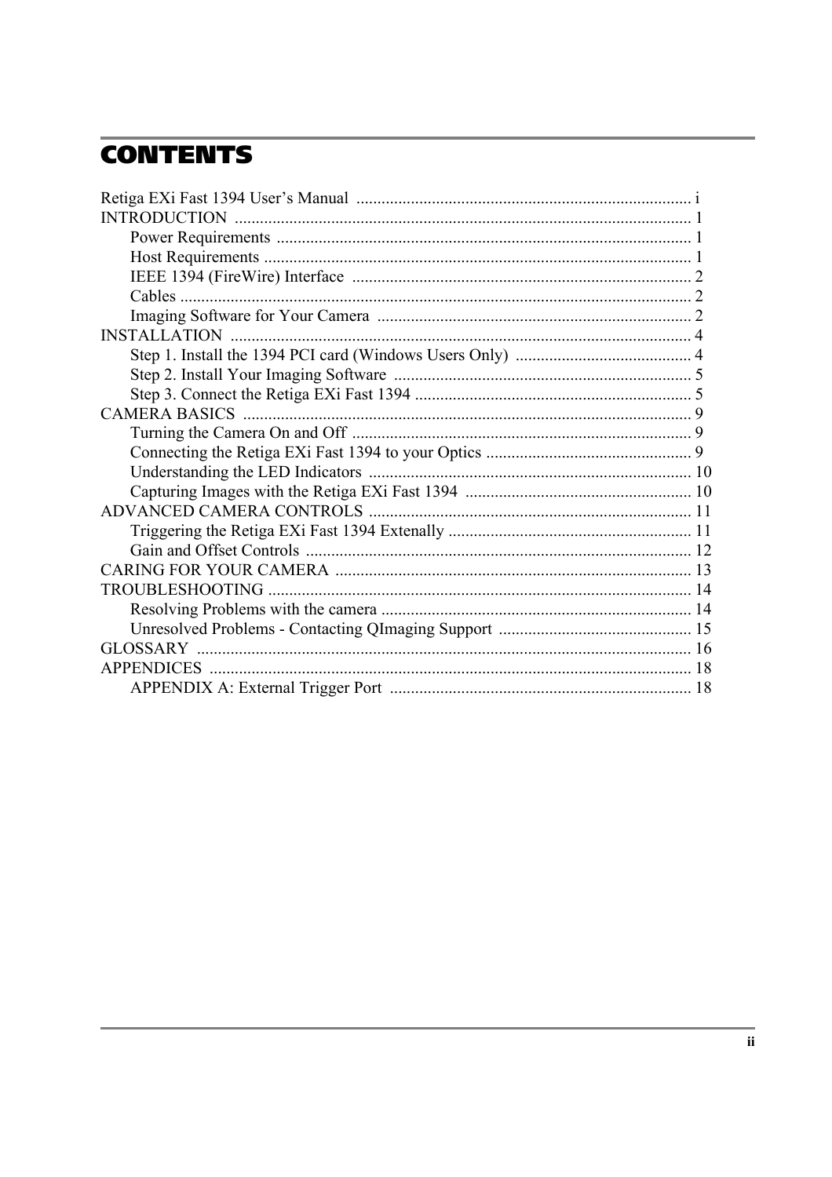# CONTENTS

Retiga EXi Fast 1394 User's Manual ............................................................................... i
INTRODUCTION ............................................................................................................ 1
- Power Requirements .................................................................................................. 1
- Host Requirements ..................................................................................................... 1
- IEEE 1394 (FireWire) Interface ................................................................................ 2
- Cables ........................................................................................................................ 2
- Imaging Software for Your Camera .......................................................................... 2

INSTALLATION ............................................................................................................. 4
- Step 1. Install the 1394 PCI card (Windows Users Only) .......................................... 4
- Step 2. Install Your Imaging Software ...................................................................... 5
- Step 3. Connect the Retiga EXi Fast 1394 ................................................................. 5

CAMERA BASICS .......................................................................................................... 9
- Turning the Camera On and Off ................................................................................ 9
- Connecting the Retiga EXi Fast 1394 to your Optics ................................................ 9
- Understanding the LED Indicators ............................................................................ 10
- Capturing Images with the Retiga EXi Fast 1394 ..................................................... 10

ADVANCED CAMERA CONTROLS ............................................................................ 11
- Triggering the Retiga EXi Fast 1394 Extenally ......................................................... 11
- Gain and Offset Controls ........................................................................................... 12

CARING FOR YOUR CAMERA .................................................................................... 13
TROUBLESHOOTING .................................................................................................... 14
- Resolving Problems with the camera ......................................................................... 14
- Unresolved Problems - Contacting QImaging Support .............................................. 15

GLOSSARY ..................................................................................................................... 16
APPENDICES .................................................................................................................. 18
- APPENDIX A: External Trigger Port ........................................................................ 18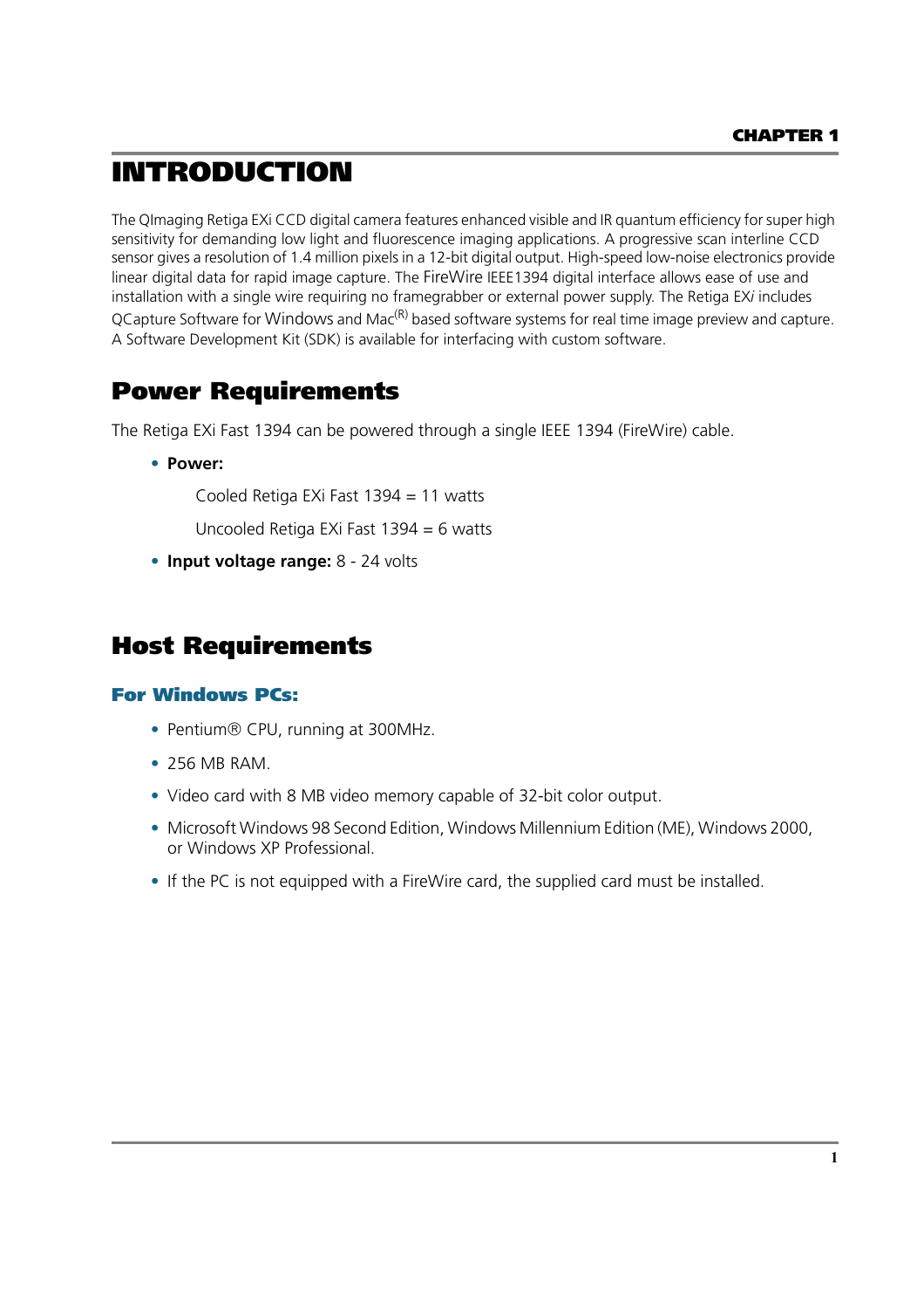# CHAPTER 1

# INTRODUCTION

The QImaging Retiga EXi CCD digital camera features enhanced visible and IR quantum efficiency for super high sensitivity for demanding low light and fluorescence imaging applications. A progressive scan interline CCD sensor gives a resolution of 1.4 million pixels in a 12-bit digital output. High-speed low-noise electronics provide linear digital data for rapid image capture. The FireWire IEEE1394 digital interface allows ease of use and installation with a single wire requiring no framegrabber or external power supply. The Retiga EX*i* includes QCapture Software for Windows and Mac(R) based software systems for real time image preview and capture. A Software Development Kit (SDK) is available for interfacing with custom software.

## Power Requirements

The Retiga EXi Fast 1394 can be powered through a single IEEE 1394 (FireWire) cable.

- **Power:**

  Cooled Retiga EXi Fast 1394 = 11 watts

  Uncooled Retiga EXi Fast 1394 = 6 watts

- **Input voltage range:** 8 - 24 volts

## Host Requirements

### For Windows PCs:

- Pentium® CPU, running at 300MHz.
- 256 MB RAM.
- Video card with 8 MB video memory capable of 32-bit color output.
- Microsoft Windows 98 Second Edition, Windows Millennium Edition (ME), Windows 2000, or Windows XP Professional.
- If the PC is not equipped with a FireWire card, the supplied card must be installed.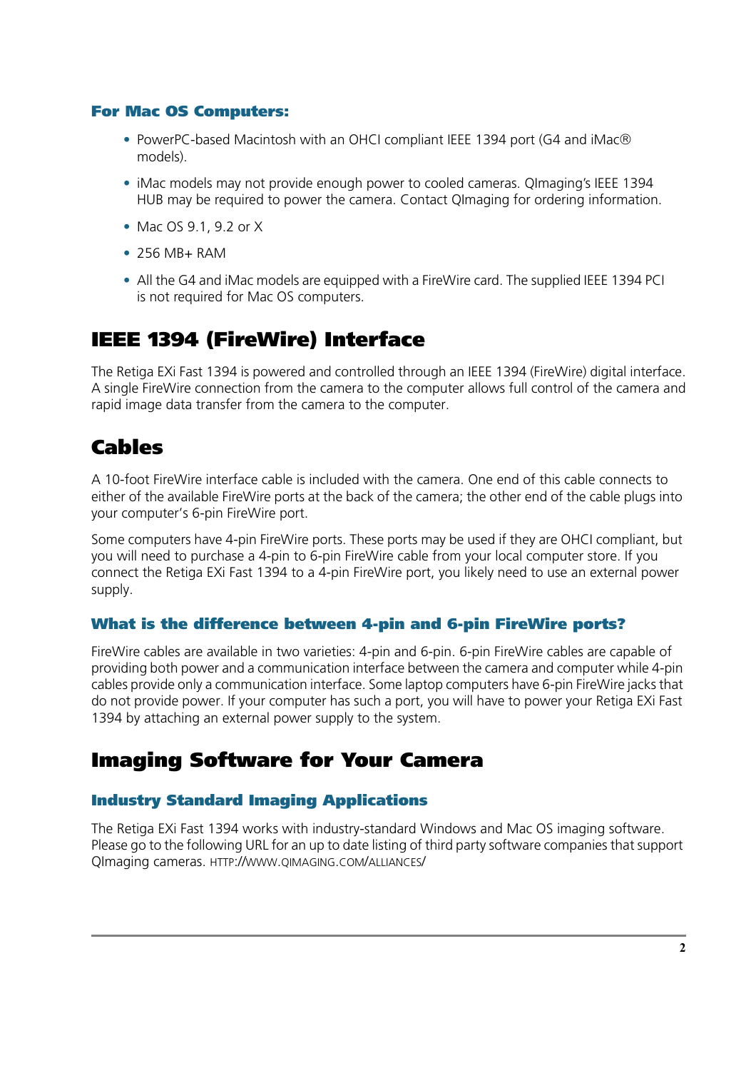### For Mac OS Computers:

- PowerPC-based Macintosh with an OHCI compliant IEEE 1394 port (G4 and iMac® models).
- iMac models may not provide enough power to cooled cameras. QImaging's IEEE 1394 HUB may be required to power the camera. Contact QImaging for ordering information.
- Mac OS 9.1, 9.2 or X
- 256 MB+ RAM
- All the G4 and iMac models are equipped with a FireWire card. The supplied IEEE 1394 PCI is not required for Mac OS computers.

## IEEE 1394 (FireWire) Interface

The Retiga EXi Fast 1394 is powered and controlled through an IEEE 1394 (FireWire) digital interface. A single FireWire connection from the camera to the computer allows full control of the camera and rapid image data transfer from the camera to the computer.

## Cables

A 10-foot FireWire interface cable is included with the camera. One end of this cable connects to either of the available FireWire ports at the back of the camera; the other end of the cable plugs into your computer's 6-pin FireWire port.

Some computers have 4-pin FireWire ports. These ports may be used if they are OHCI compliant, but you will need to purchase a 4-pin to 6-pin FireWire cable from your local computer store. If you connect the Retiga EXi Fast 1394 to a 4-pin FireWire port, you likely need to use an external power supply.

### What is the difference between 4-pin and 6-pin FireWire ports?

FireWire cables are available in two varieties: 4-pin and 6-pin. 6-pin FireWire cables are capable of providing both power and a communication interface between the camera and computer while 4-pin cables provide only a communication interface. Some laptop computers have 6-pin FireWire jacks that do not provide power. If your computer has such a port, you will have to power your Retiga EXi Fast 1394 by attaching an external power supply to the system.

## Imaging Software for Your Camera

### Industry Standard Imaging Applications

The Retiga EXi Fast 1394 works with industry-standard Windows and Mac OS imaging software. Please go to the following URL for an up to date listing of third party software companies that support QImaging cameras. HTTP://WWW.QIMAGING.COM/ALLIANCES/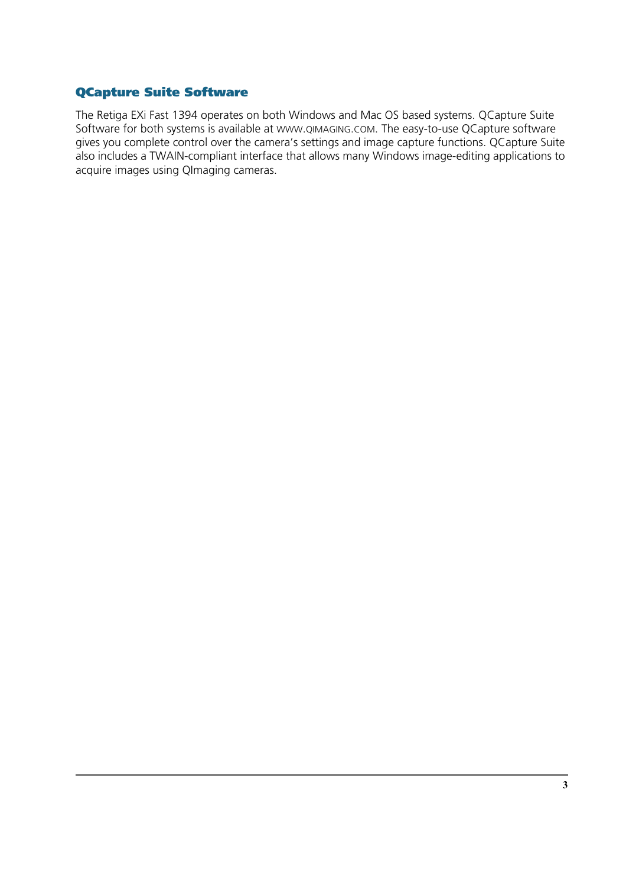## QCapture Suite Software

The Retiga EXi Fast 1394 operates on both Windows and Mac OS based systems. QCapture Suite Software for both systems is available at WWW.QIMAGING.COM. The easy-to-use QCapture software gives you complete control over the camera's settings and image capture functions. QCapture Suite also includes a TWAIN-compliant interface that allows many Windows image-editing applications to acquire images using QImaging cameras.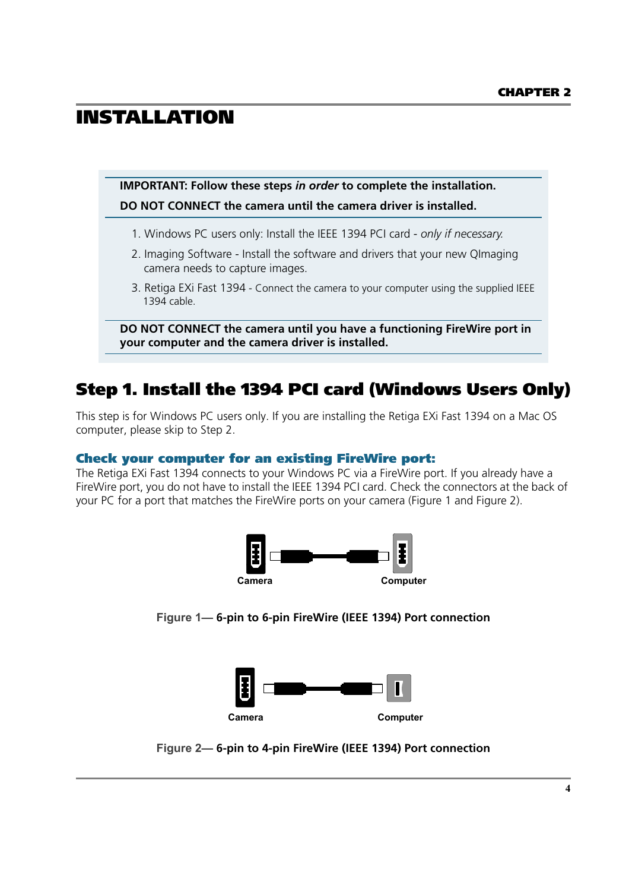# INSTALLATION

**IMPORTANT: Follow these steps *in order* to complete the installation.**

**DO NOT CONNECT the camera until the camera driver is installed.**

1. Windows PC users only: Install the IEEE 1394 PCI card - *only if necessary.*
2. Imaging Software - Install the software and drivers that your new QImaging camera needs to capture images.
3. Retiga EXi Fast 1394 - Connect the camera to your computer using the supplied IEEE 1394 cable.

**DO NOT CONNECT the camera until you have a functioning FireWire port in your computer and the camera driver is installed.**

## Step 1. Install the 1394 PCI card (Windows Users Only)

This step is for Windows PC users only. If you are installing the Retiga EXi Fast 1394 on a Mac OS computer, please skip to Step 2.

### Check your computer for an existing FireWire port:

The Retiga EXi Fast 1394 connects to your Windows PC via a FireWire port. If you already have a FireWire port, you do not have to install the IEEE 1394 PCI card. Check the connectors at the back of your PC for a port that matches the FireWire ports on your camera (Figure 1 and Figure 2).

Camera Computer

Figure 1— **6-pin to 6-pin FireWire (IEEE 1394) Port connection**

Camera Computer

Figure 2— **6-pin to 4-pin FireWire (IEEE 1394) Port connection**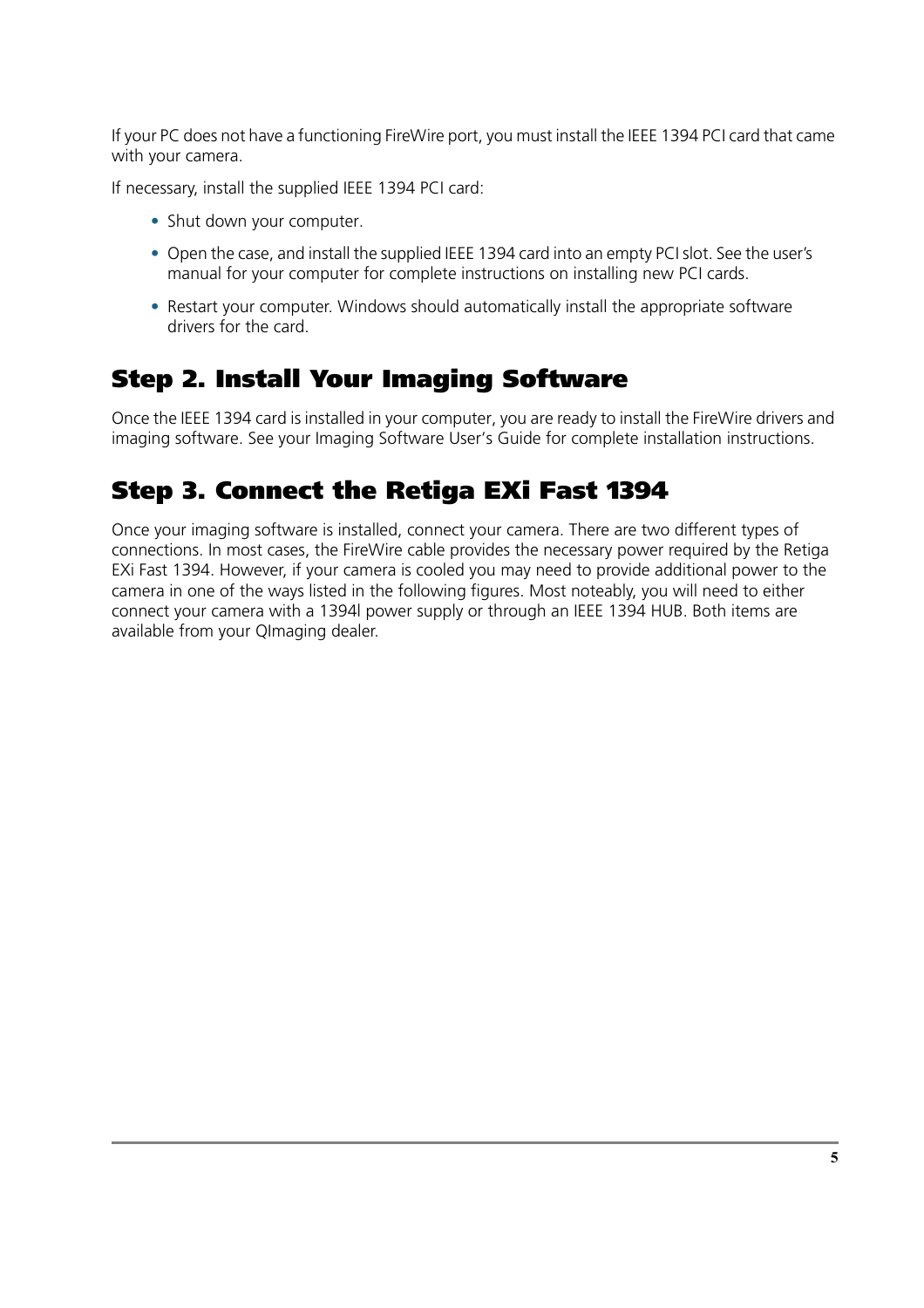If your PC does not have a functioning FireWire port, you must install the IEEE 1394 PCI card that came with your camera.

If necessary, install the supplied IEEE 1394 PCI card:

- Shut down your computer.
- Open the case, and install the supplied IEEE 1394 card into an empty PCI slot. See the user's manual for your computer for complete instructions on installing new PCI cards.
- Restart your computer. Windows should automatically install the appropriate software drivers for the card.

## Step 2. Install Your Imaging Software

Once the IEEE 1394 card is installed in your computer, you are ready to install the FireWire drivers and imaging software. See your Imaging Software User's Guide for complete installation instructions.

## Step 3. Connect the Retiga EXi Fast 1394

Once your imaging software is installed, connect your camera. There are two different types of connections. In most cases, the FireWire cable provides the necessary power required by the Retiga EXi Fast 1394. However, if your camera is cooled you may need to provide additional power to the camera in one of the ways listed in the following figures. Most noteably, you will need to either connect your camera with a 1394l power supply or through an IEEE 1394 HUB. Both items are available from your QImaging dealer.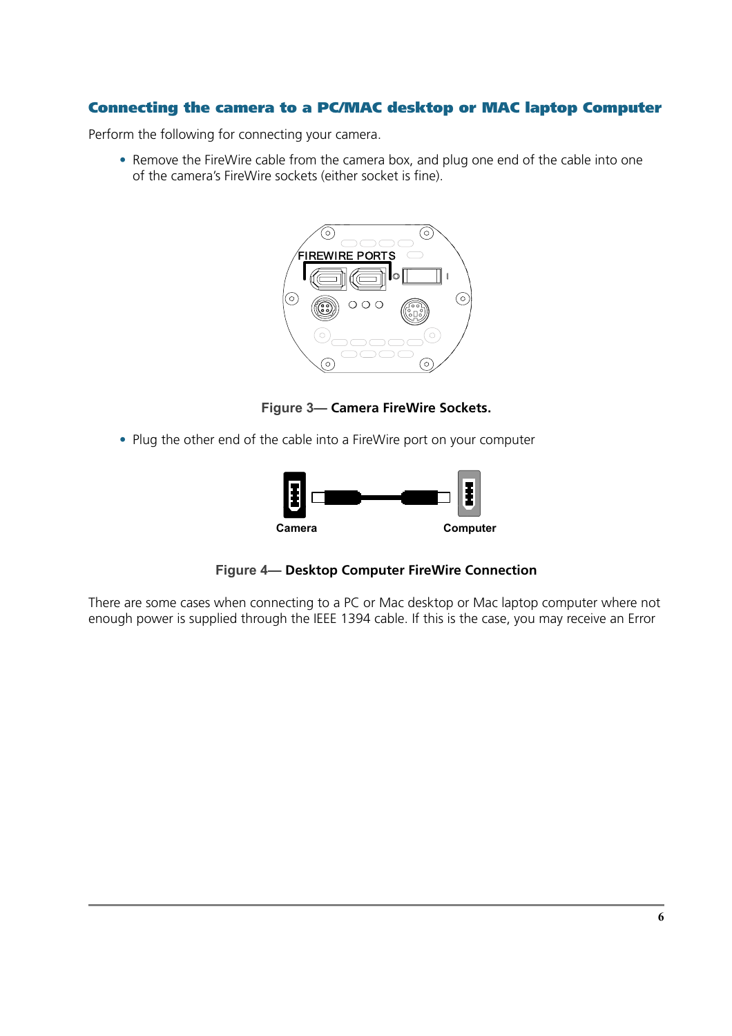## Connecting the camera to a PC/MAC desktop or MAC laptop Computer

Perform the following for connecting your camera.

- Remove the FireWire cable from the camera box, and plug one end of the cable into one of the camera's FireWire sockets (either socket is fine).

**Figure 3— Camera FireWire Sockets.**

- Plug the other end of the cable into a FireWire port on your computer

**Figure 4— Desktop Computer FireWire Connection**

There are some cases when connecting to a PC or Mac desktop or Mac laptop computer where not enough power is supplied through the IEEE 1394 cable. If this is the case, you may receive an Error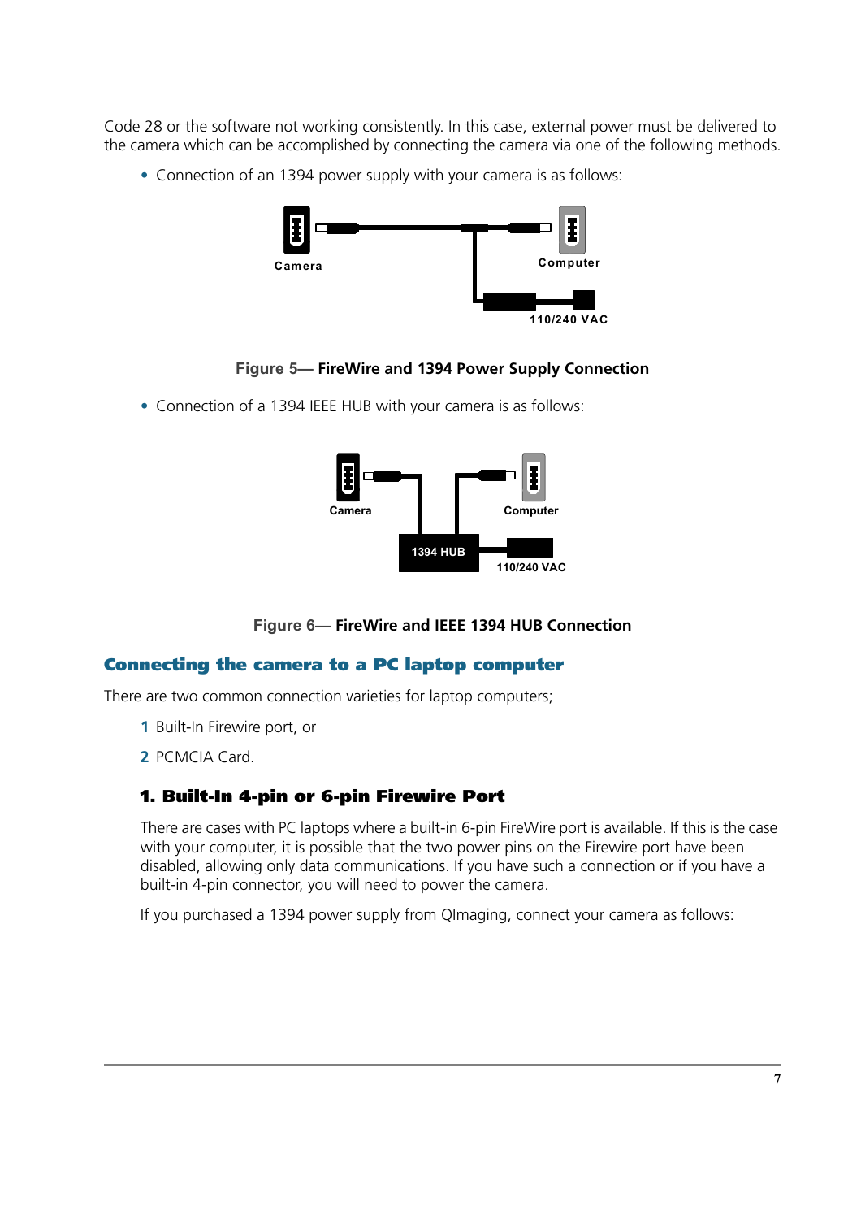Code 28 or the software not working consistently. In this case, external power must be delivered to the camera which can be accomplished by connecting the camera via one of the following methods.

- Connection of an 1394 power supply with your camera is as follows:

Camera Computer 110/240 VAC

**Figure 5— FireWire and 1394 Power Supply Connection**

- Connection of a 1394 IEEE HUB with your camera is as follows:

Camera Computer 1394 HUB 110/240 VAC

**Figure 6— FireWire and IEEE 1394 HUB Connection**

## Connecting the camera to a PC laptop computer

There are two common connection varieties for laptop computers;

1 Built-In Firewire port, or

2 PCMCIA Card.

### 1. Built-In 4-pin or 6-pin Firewire Port

There are cases with PC laptops where a built-in 6-pin FireWire port is available. If this is the case with your computer, it is possible that the two power pins on the Firewire port have been disabled, allowing only data communications. If you have such a connection or if you have a built-in 4-pin connector, you will need to power the camera.

If you purchased a 1394 power supply from QImaging, connect your camera as follows: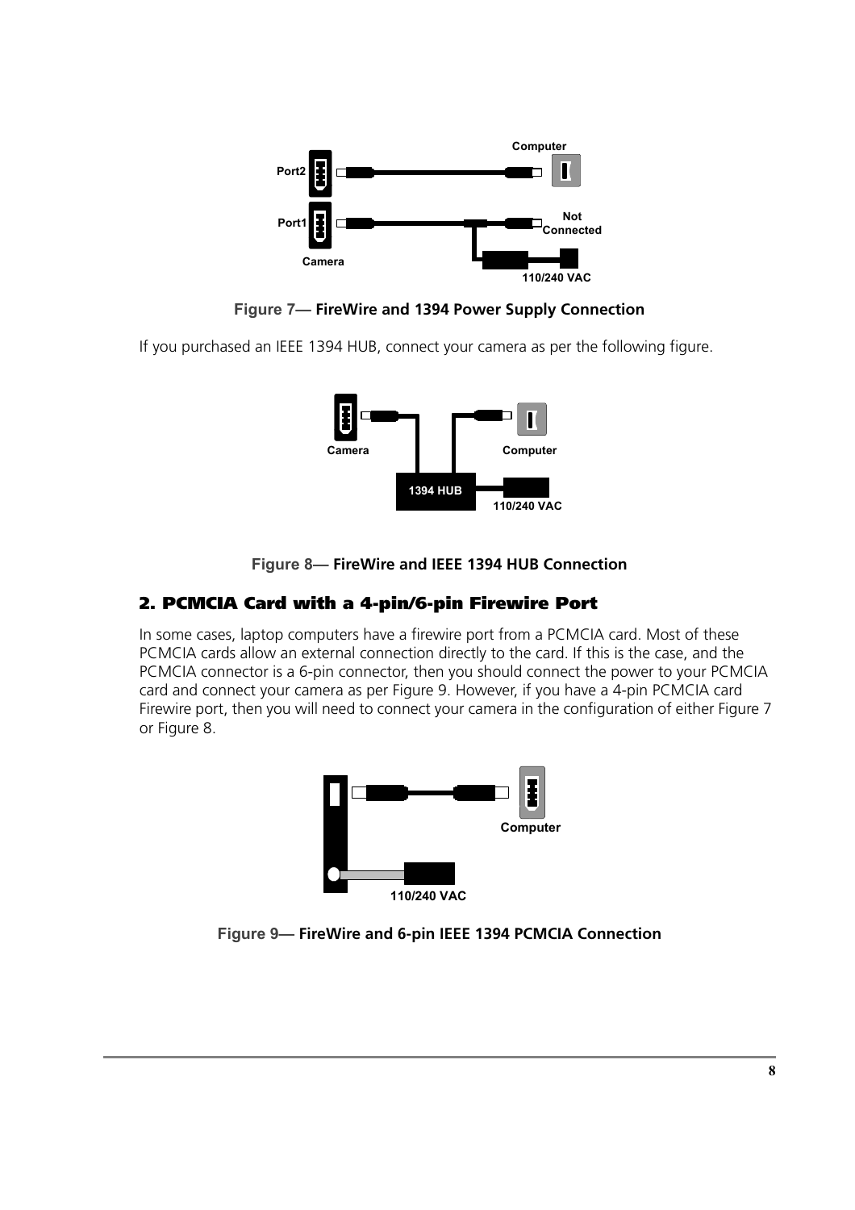Figure 7— FireWire and 1394 Power Supply Connection

If you purchased an IEEE 1394 HUB, connect your camera as per the following figure.

Figure 8— FireWire and IEEE 1394 HUB Connection

## 2. PCMCIA Card with a 4-pin/6-pin Firewire Port

In some cases, laptop computers have a firewire port from a PCMCIA card. Most of these PCMCIA cards allow an external connection directly to the card. If this is the case, and the PCMCIA connector is a 6-pin connector, then you should connect the power to your PCMCIA card and connect your camera as per Figure 9. However, if you have a 4-pin PCMCIA card Firewire port, then you will need to connect your camera in the configuration of either Figure 7 or Figure 8.

Figure 9— FireWire and 6-pin IEEE 1394 PCMCIA Connection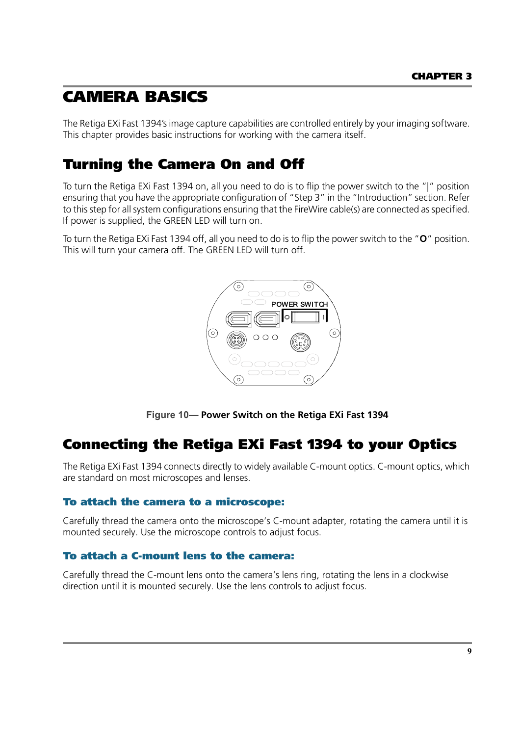# CAMERA BASICS

The Retiga EXi Fast 1394's image capture capabilities are controlled entirely by your imaging software. This chapter provides basic instructions for working with the camera itself.

## Turning the Camera On and Off

To turn the Retiga EXi Fast 1394 on, all you need to do is to flip the power switch to the "|" position ensuring that you have the appropriate configuration of "Step 3" in the "Introduction" section. Refer to this step for all system configurations ensuring that the FireWire cable(s) are connected as specified. If power is supplied, the GREEN LED will turn on.

To turn the Retiga EXi Fast 1394 off, all you need to do is to flip the power switch to the "**O**" position. This will turn your camera off. The GREEN LED will turn off.

**Figure 10— Power Switch on the Retiga EXi Fast 1394**

## Connecting the Retiga EXi Fast 1394 to your Optics

The Retiga EXi Fast 1394 connects directly to widely available C-mount optics. C-mount optics, which are standard on most microscopes and lenses.

### To attach the camera to a microscope:

Carefully thread the camera onto the microscope's C-mount adapter, rotating the camera until it is mounted securely. Use the microscope controls to adjust focus.

### To attach a C-mount lens to the camera:

Carefully thread the C-mount lens onto the camera's lens ring, rotating the lens in a clockwise direction until it is mounted securely. Use the lens controls to adjust focus.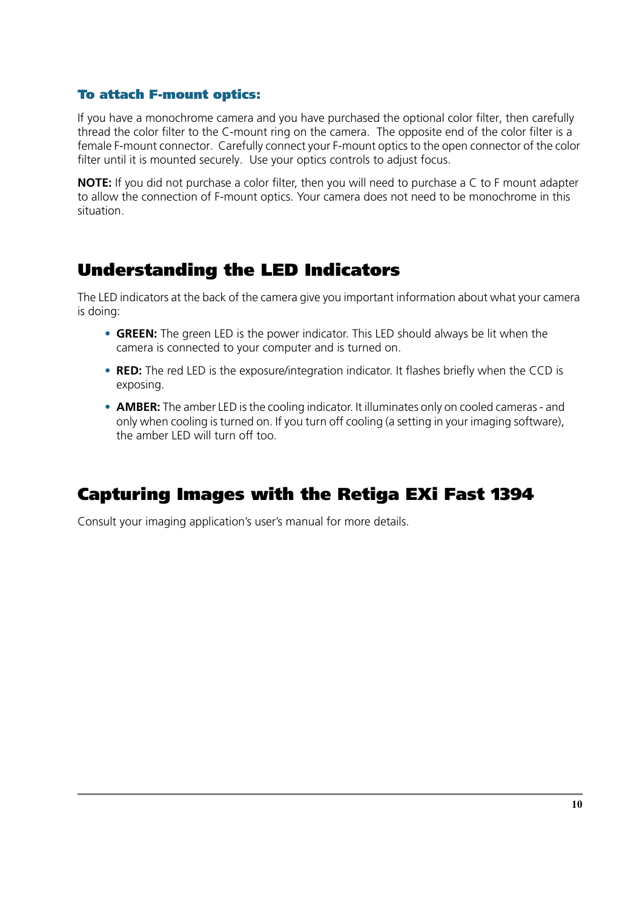### To attach F-mount optics:

If you have a monochrome camera and you have purchased the optional color filter, then carefully thread the color filter to the C-mount ring on the camera. The opposite end of the color filter is a female F-mount connector. Carefully connect your F-mount optics to the open connector of the color filter until it is mounted securely. Use your optics controls to adjust focus.

**NOTE:** If you did not purchase a color filter, then you will need to purchase a C to F mount adapter to allow the connection of F-mount optics. Your camera does not need to be monochrome in this situation.

## Understanding the LED Indicators

The LED indicators at the back of the camera give you important information about what your camera is doing:

- **GREEN:** The green LED is the power indicator. This LED should always be lit when the camera is connected to your computer and is turned on.
- **RED:** The red LED is the exposure/integration indicator. It flashes briefly when the CCD is exposing.
- **AMBER:** The amber LED is the cooling indicator. It illuminates only on cooled cameras - and only when cooling is turned on. If you turn off cooling (a setting in your imaging software), the amber LED will turn off too.

## Capturing Images with the Retiga EXi Fast 1394

Consult your imaging application's user's manual for more details.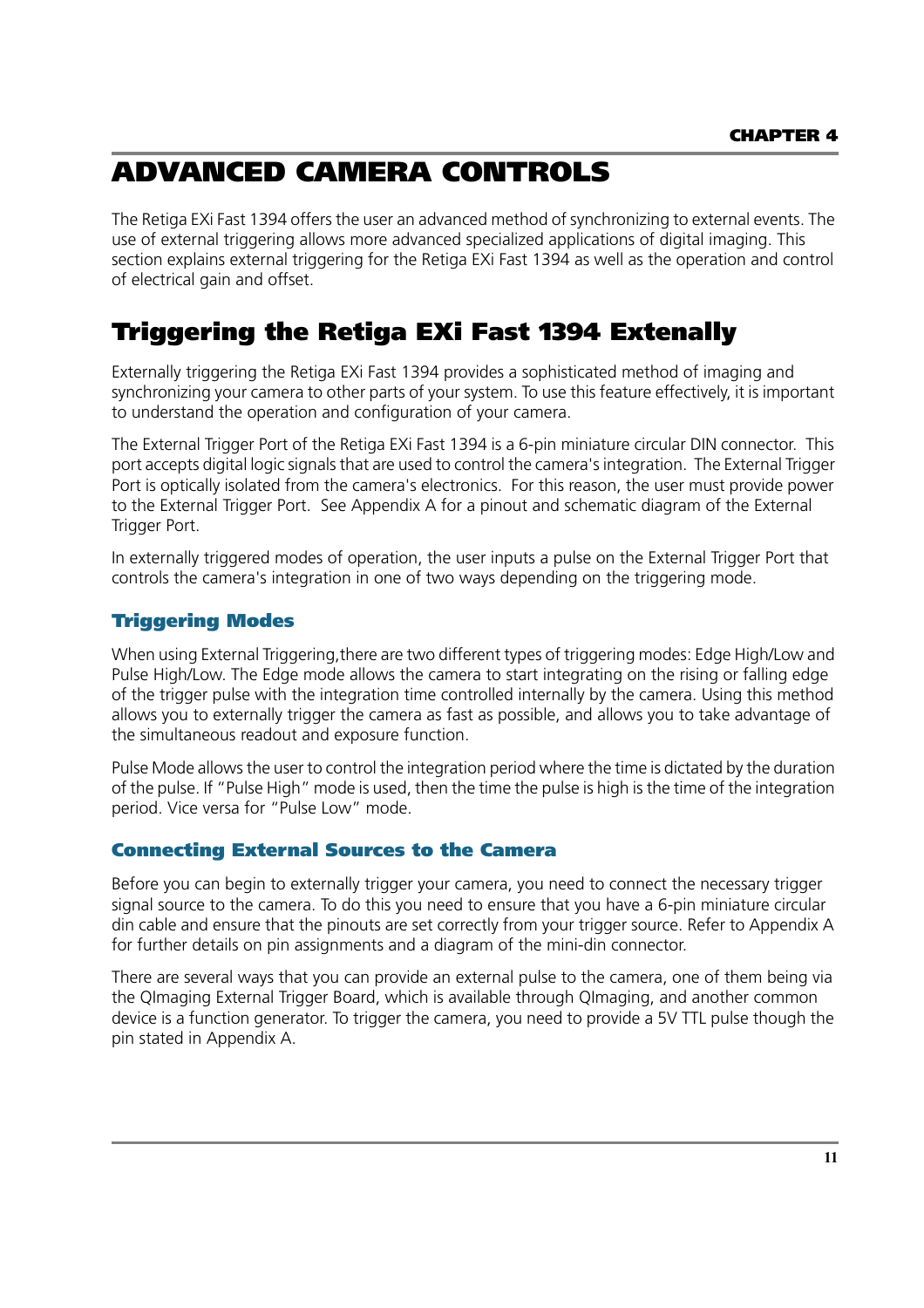# ADVANCED CAMERA CONTROLS

The Retiga EXi Fast 1394 offers the user an advanced method of synchronizing to external events. The use of external triggering allows more advanced specialized applications of digital imaging. This section explains external triggering for the Retiga EXi Fast 1394 as well as the operation and control of electrical gain and offset.

## Triggering the Retiga EXi Fast 1394 Extenally

Externally triggering the Retiga EXi Fast 1394 provides a sophisticated method of imaging and synchronizing your camera to other parts of your system. To use this feature effectively, it is important to understand the operation and configuration of your camera.

The External Trigger Port of the Retiga EXi Fast 1394 is a 6-pin miniature circular DIN connector. This port accepts digital logic signals that are used to control the camera's integration. The External Trigger Port is optically isolated from the camera's electronics. For this reason, the user must provide power to the External Trigger Port. See Appendix A for a pinout and schematic diagram of the External Trigger Port.

In externally triggered modes of operation, the user inputs a pulse on the External Trigger Port that controls the camera's integration in one of two ways depending on the triggering mode.

### Triggering Modes

When using External Triggering,there are two different types of triggering modes: Edge High/Low and Pulse High/Low. The Edge mode allows the camera to start integrating on the rising or falling edge of the trigger pulse with the integration time controlled internally by the camera. Using this method allows you to externally trigger the camera as fast as possible, and allows you to take advantage of the simultaneous readout and exposure function.

Pulse Mode allows the user to control the integration period where the time is dictated by the duration of the pulse. If "Pulse High" mode is used, then the time the pulse is high is the time of the integration period. Vice versa for "Pulse Low" mode.

### Connecting External Sources to the Camera

Before you can begin to externally trigger your camera, you need to connect the necessary trigger signal source to the camera. To do this you need to ensure that you have a 6-pin miniature circular din cable and ensure that the pinouts are set correctly from your trigger source. Refer to Appendix A for further details on pin assignments and a diagram of the mini-din connector.

There are several ways that you can provide an external pulse to the camera, one of them being via the QImaging External Trigger Board, which is available through QImaging, and another common device is a function generator. To trigger the camera, you need to provide a 5V TTL pulse though the pin stated in Appendix A.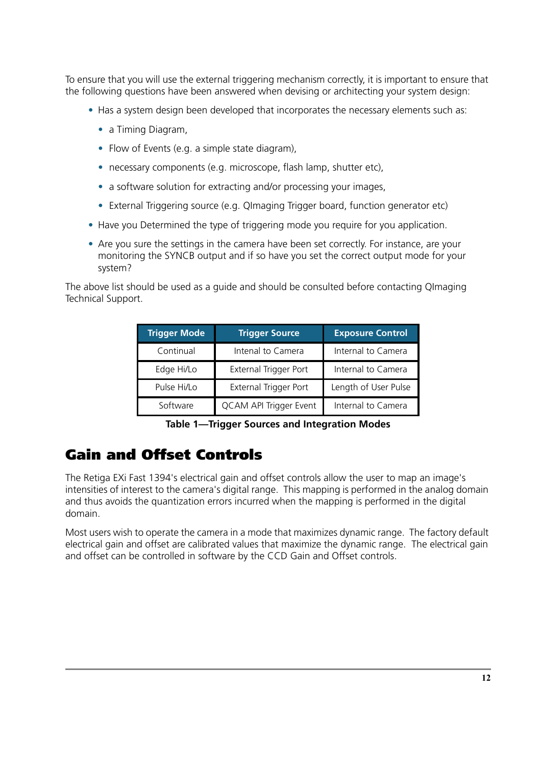To ensure that you will use the external triggering mechanism correctly, it is important to ensure that the following questions have been answered when devising or architecting your system design:

- Has a system design been developed that incorporates the necessary elements such as:
  - a Timing Diagram,
  - Flow of Events (e.g. a simple state diagram),
  - necessary components (e.g. microscope, flash lamp, shutter etc),
  - a software solution for extracting and/or processing your images,
  - External Triggering source (e.g. QImaging Trigger board, function generator etc)
- Have you Determined the type of triggering mode you require for you application.
- Are you sure the settings in the camera have been set correctly. For instance, are your monitoring the SYNCB output and if so have you set the correct output mode for your system?

The above list should be used as a guide and should be consulted before contacting QImaging Technical Support.

| Trigger Mode | Trigger Source | Exposure Control |
|---|---|---|
| Continual | Intenal to Camera | Internal to Camera |
| Edge Hi/Lo | External Trigger Port | Internal to Camera |
| Pulse Hi/Lo | External Trigger Port | Length of User Pulse |
| Software | QCAM API Trigger Event | Internal to Camera |

**Table 1—Trigger Sources and Integration Modes**

# Gain and Offset Controls

The Retiga EXi Fast 1394's electrical gain and offset controls allow the user to map an image's intensities of interest to the camera's digital range. This mapping is performed in the analog domain and thus avoids the quantization errors incurred when the mapping is performed in the digital domain.

Most users wish to operate the camera in a mode that maximizes dynamic range. The factory default electrical gain and offset are calibrated values that maximize the dynamic range. The electrical gain and offset can be controlled in software by the CCD Gain and Offset controls.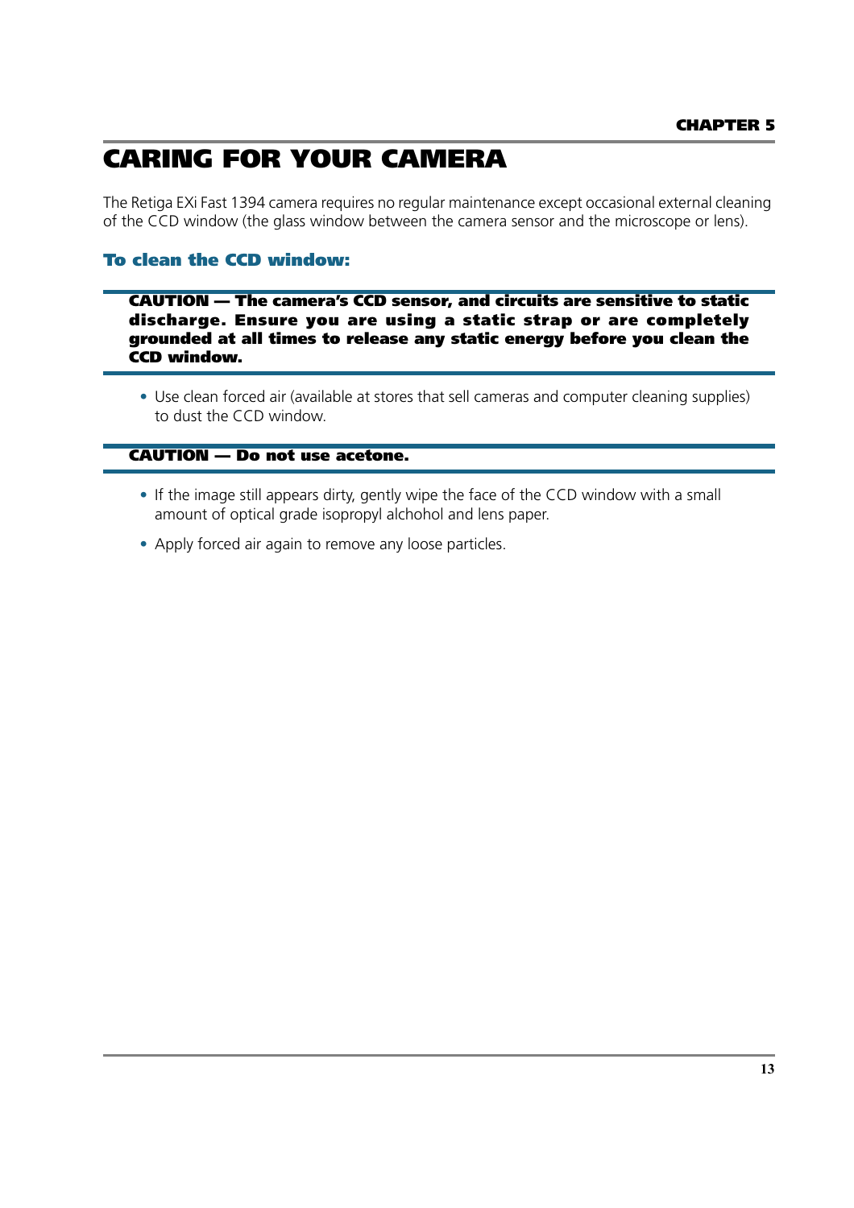CHAPTER 5

# CARING FOR YOUR CAMERA

The Retiga EXi Fast 1394 camera requires no regular maintenance except occasional external cleaning of the CCD window (the glass window between the camera sensor and the microscope or lens).

### To clean the CCD window:

**CAUTION — The camera's CCD sensor, and circuits are sensitive to static discharge. Ensure you are using a static strap or are completely grounded at all times to release any static energy before you clean the CCD window.**

- Use clean forced air (available at stores that sell cameras and computer cleaning supplies) to dust the CCD window.

**CAUTION — Do not use acetone.**

- If the image still appears dirty, gently wipe the face of the CCD window with a small amount of optical grade isopropyl alchohol and lens paper.
- Apply forced air again to remove any loose particles.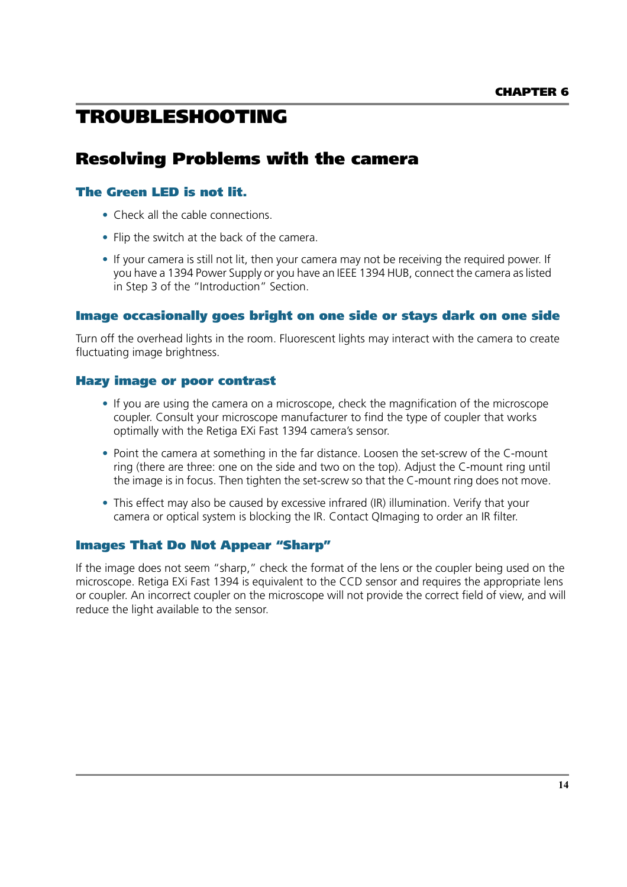CHAPTER 6

# TROUBLESHOOTING

## Resolving Problems with the camera

### The Green LED is not lit.

- Check all the cable connections.
- Flip the switch at the back of the camera.
- If your camera is still not lit, then your camera may not be receiving the required power. If you have a 1394 Power Supply or you have an IEEE 1394 HUB, connect the camera as listed in Step 3 of the "Introduction" Section.

### Image occasionally goes bright on one side or stays dark on one side

Turn off the overhead lights in the room. Fluorescent lights may interact with the camera to create fluctuating image brightness.

### Hazy image or poor contrast

- If you are using the camera on a microscope, check the magnification of the microscope coupler. Consult your microscope manufacturer to find the type of coupler that works optimally with the Retiga EXi Fast 1394 camera's sensor.
- Point the camera at something in the far distance. Loosen the set-screw of the C-mount ring (there are three: one on the side and two on the top). Adjust the C-mount ring until the image is in focus. Then tighten the set-screw so that the C-mount ring does not move.
- This effect may also be caused by excessive infrared (IR) illumination. Verify that your camera or optical system is blocking the IR. Contact QImaging to order an IR filter.

### Images That Do Not Appear "Sharp"

If the image does not seem "sharp," check the format of the lens or the coupler being used on the microscope. Retiga EXi Fast 1394 is equivalent to the CCD sensor and requires the appropriate lens or coupler. An incorrect coupler on the microscope will not provide the correct field of view, and will reduce the light available to the sensor.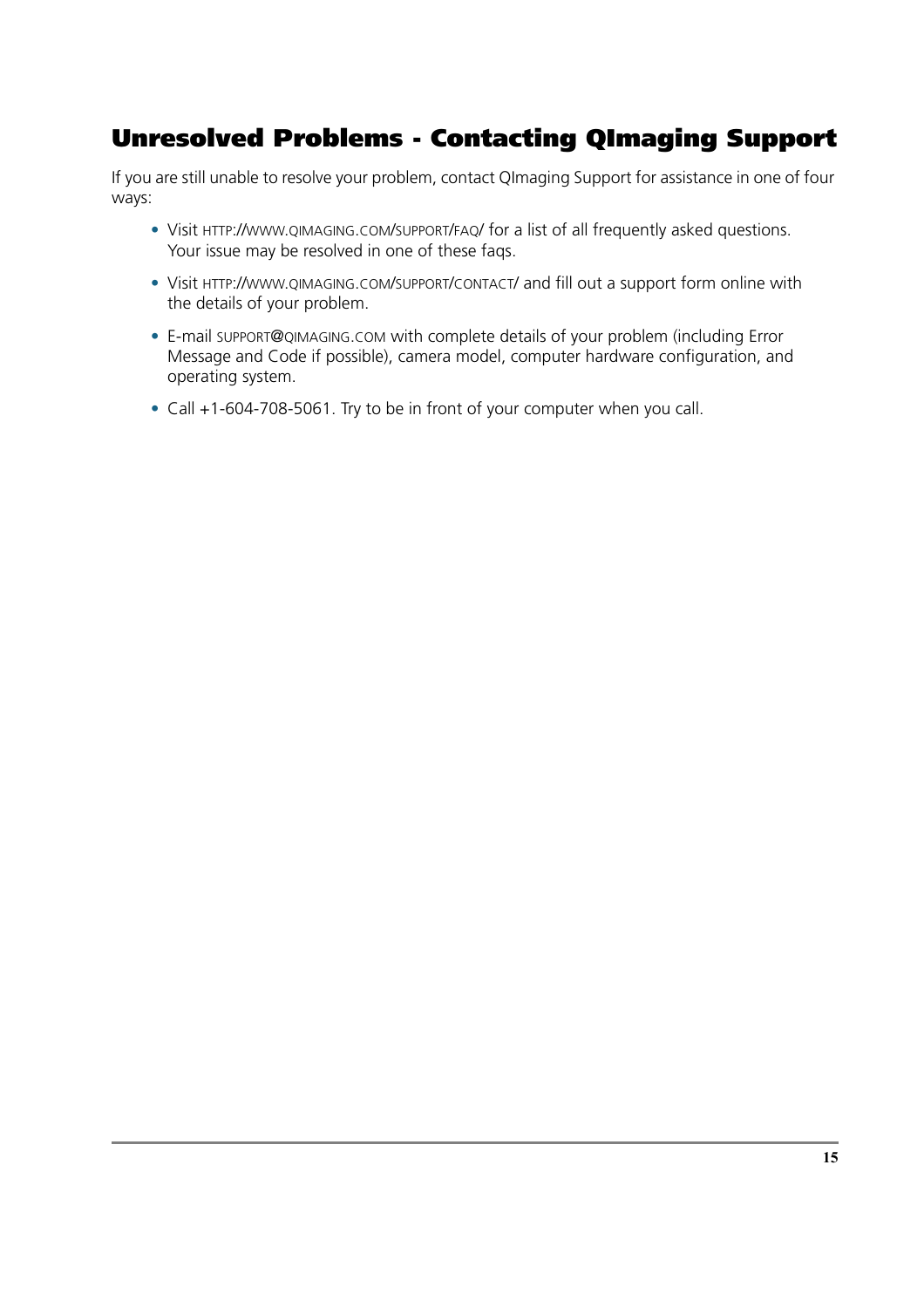## Unresolved Problems - Contacting QImaging Support

If you are still unable to resolve your problem, contact QImaging Support for assistance in one of four ways:

- Visit HTTP://WWW.QIMAGING.COM/SUPPORT/FAQ/ for a list of all frequently asked questions. Your issue may be resolved in one of these faqs.
- Visit HTTP://WWW.QIMAGING.COM/SUPPORT/CONTACT/ and fill out a support form online with the details of your problem.
- E-mail SUPPORT@QIMAGING.COM with complete details of your problem (including Error Message and Code if possible), camera model, computer hardware configuration, and operating system.
- Call +1-604-708-5061. Try to be in front of your computer when you call.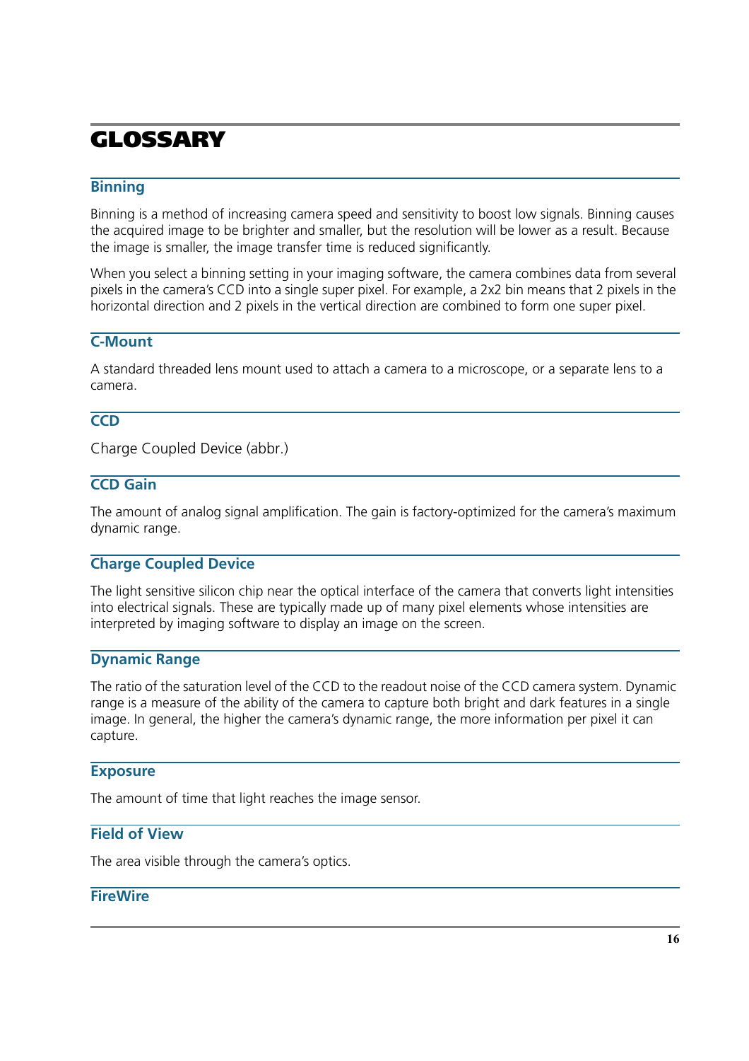# GLOSSARY

## Binning

Binning is a method of increasing camera speed and sensitivity to boost low signals. Binning causes the acquired image to be brighter and smaller, but the resolution will be lower as a result. Because the image is smaller, the image transfer time is reduced significantly.

When you select a binning setting in your imaging software, the camera combines data from several pixels in the camera's CCD into a single super pixel. For example, a 2x2 bin means that 2 pixels in the horizontal direction and 2 pixels in the vertical direction are combined to form one super pixel.

## C-Mount

A standard threaded lens mount used to attach a camera to a microscope, or a separate lens to a camera.

## CCD

Charge Coupled Device (abbr.)

## CCD Gain

The amount of analog signal amplification. The gain is factory-optimized for the camera's maximum dynamic range.

## Charge Coupled Device

The light sensitive silicon chip near the optical interface of the camera that converts light intensities into electrical signals. These are typically made up of many pixel elements whose intensities are interpreted by imaging software to display an image on the screen.

## Dynamic Range

The ratio of the saturation level of the CCD to the readout noise of the CCD camera system. Dynamic range is a measure of the ability of the camera to capture both bright and dark features in a single image. In general, the higher the camera's dynamic range, the more information per pixel it can capture.

## Exposure

The amount of time that light reaches the image sensor.

## Field of View

The area visible through the camera's optics.

## FireWire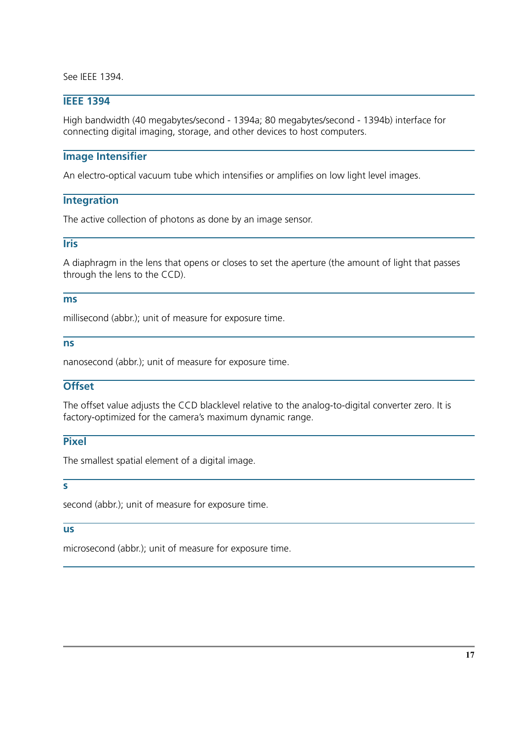See IEEE 1394.

### IEEE 1394

High bandwidth (40 megabytes/second - 1394a; 80 megabytes/second - 1394b) interface for connecting digital imaging, storage, and other devices to host computers.

### Image Intensifier

An electro-optical vacuum tube which intensifies or amplifies on low light level images.

### Integration

The active collection of photons as done by an image sensor.

### Iris

A diaphragm in the lens that opens or closes to set the aperture (the amount of light that passes through the lens to the CCD).

### ms

millisecond (abbr.); unit of measure for exposure time.

### ns

nanosecond (abbr.); unit of measure for exposure time.

### Offset

The offset value adjusts the CCD blacklevel relative to the analog-to-digital converter zero. It is factory-optimized for the camera's maximum dynamic range.

### Pixel

The smallest spatial element of a digital image.

### s

second (abbr.); unit of measure for exposure time.

### us

microsecond (abbr.); unit of measure for exposure time.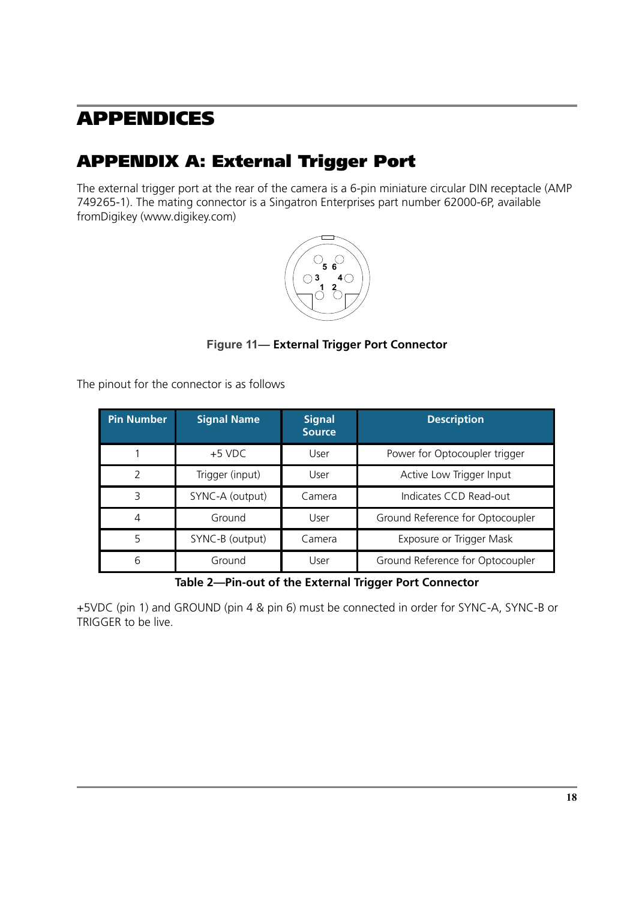# APPENDICES

## APPENDIX A: External Trigger Port

The external trigger port at the rear of the camera is a 6-pin miniature circular DIN receptacle (AMP 749265-1). The mating connector is a Singatron Enterprises part number 62000-6P, available fromDigikey (www.digikey.com)

**Figure 11— External Trigger Port Connector**

The pinout for the connector is as follows

| Pin Number | Signal Name | Signal Source | Description |
|---|---|---|---|
| 1 | +5 VDC | User | Power for Optocoupler trigger |
| 2 | Trigger (input) | User | Active Low Trigger Input |
| 3 | SYNC-A (output) | Camera | Indicates CCD Read-out |
| 4 | Ground | User | Ground Reference for Optocoupler |
| 5 | SYNC-B (output) | Camera | Exposure or Trigger Mask |
| 6 | Ground | User | Ground Reference for Optocoupler |

**Table 2—Pin-out of the External Trigger Port Connector**

+5VDC (pin 1) and GROUND (pin 4 & pin 6) must be connected in order for SYNC-A, SYNC-B or TRIGGER to be live.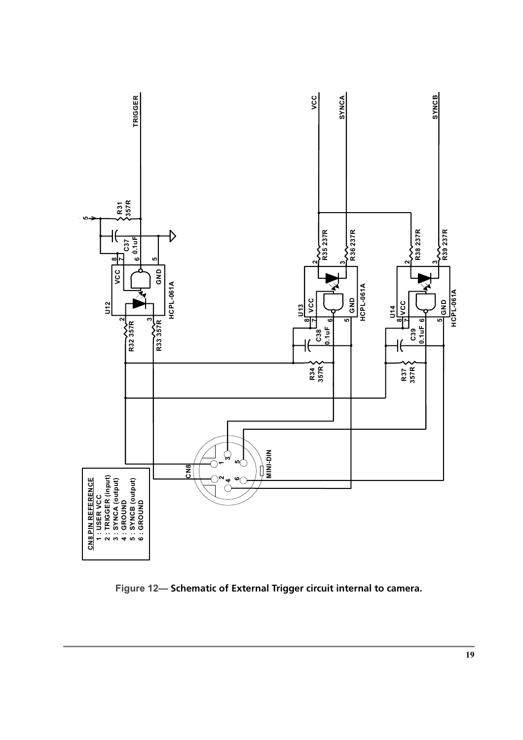**CN8 PIN REFERENCE**

1 : USER VCC
2 : TRIGGER (input)
3 : SYNCA (output)
4 : GROUND
5 : SYNCB (output)
6 : GROUND

**Figure 12— Schematic of External Trigger circuit internal to camera.**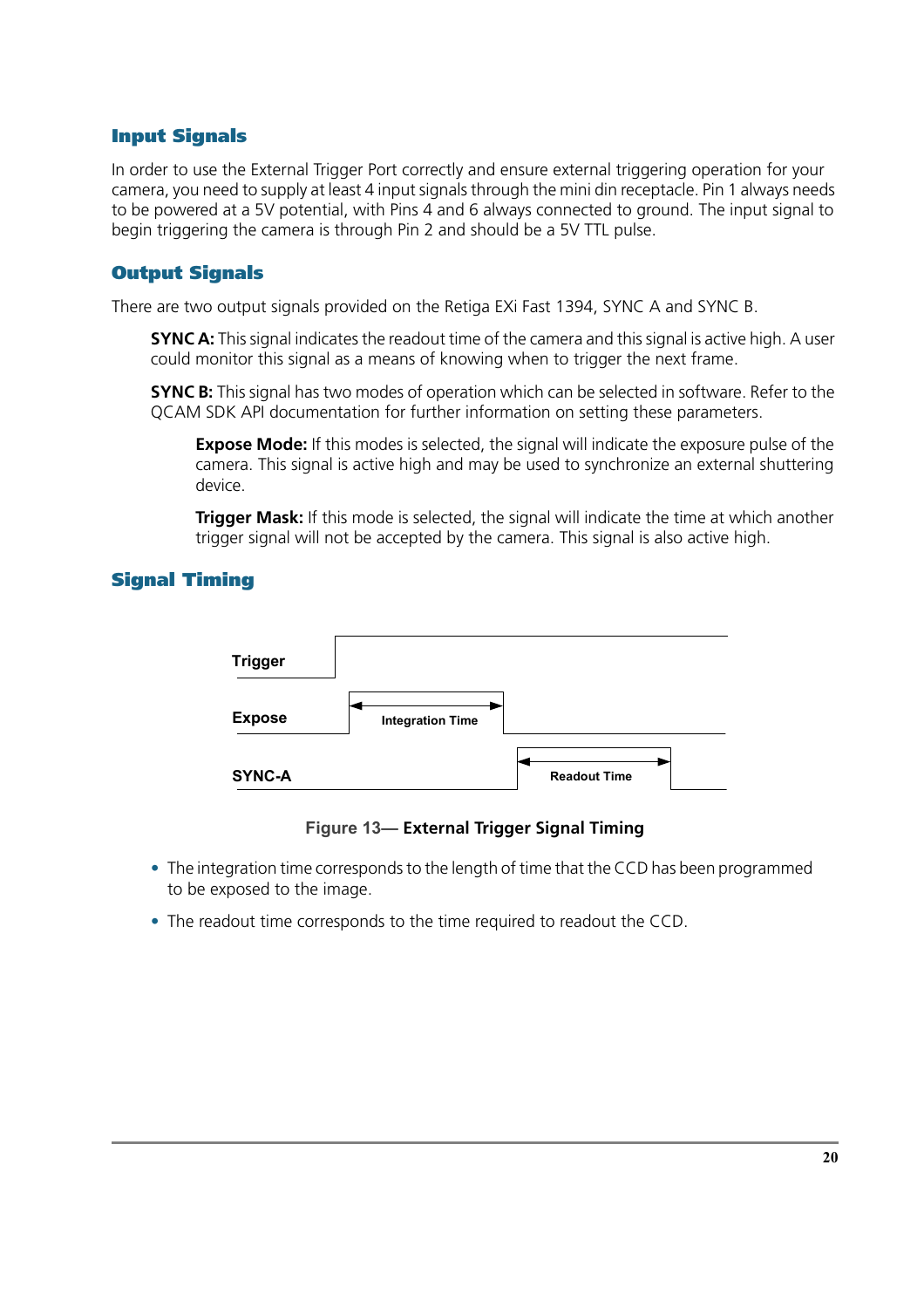## Input Signals

In order to use the External Trigger Port correctly and ensure external triggering operation for your camera, you need to supply at least 4 input signals through the mini din receptacle. Pin 1 always needs to be powered at a 5V potential, with Pins 4 and 6 always connected to ground. The input signal to begin triggering the camera is through Pin 2 and should be a 5V TTL pulse.

## Output Signals

There are two output signals provided on the Retiga EXi Fast 1394, SYNC A and SYNC B.

> **SYNC A:** This signal indicates the readout time of the camera and this signal is active high. A user could monitor this signal as a means of knowing when to trigger the next frame.
>
> **SYNC B:** This signal has two modes of operation which can be selected in software. Refer to the QCAM SDK API documentation for further information on setting these parameters.
>
> > **Expose Mode:** If this modes is selected, the signal will indicate the exposure pulse of the camera. This signal is active high and may be used to synchronize an external shuttering device.
> >
> > **Trigger Mask:** If this mode is selected, the signal will indicate the time at which another trigger signal will not be accepted by the camera. This signal is also active high.

## Signal Timing

Trigger

Expose

Integration Time

SYNC-A

Readout Time

**Figure 13— External Trigger Signal Timing**

- The integration time corresponds to the length of time that the CCD has been programmed to be exposed to the image.
- The readout time corresponds to the time required to readout the CCD.